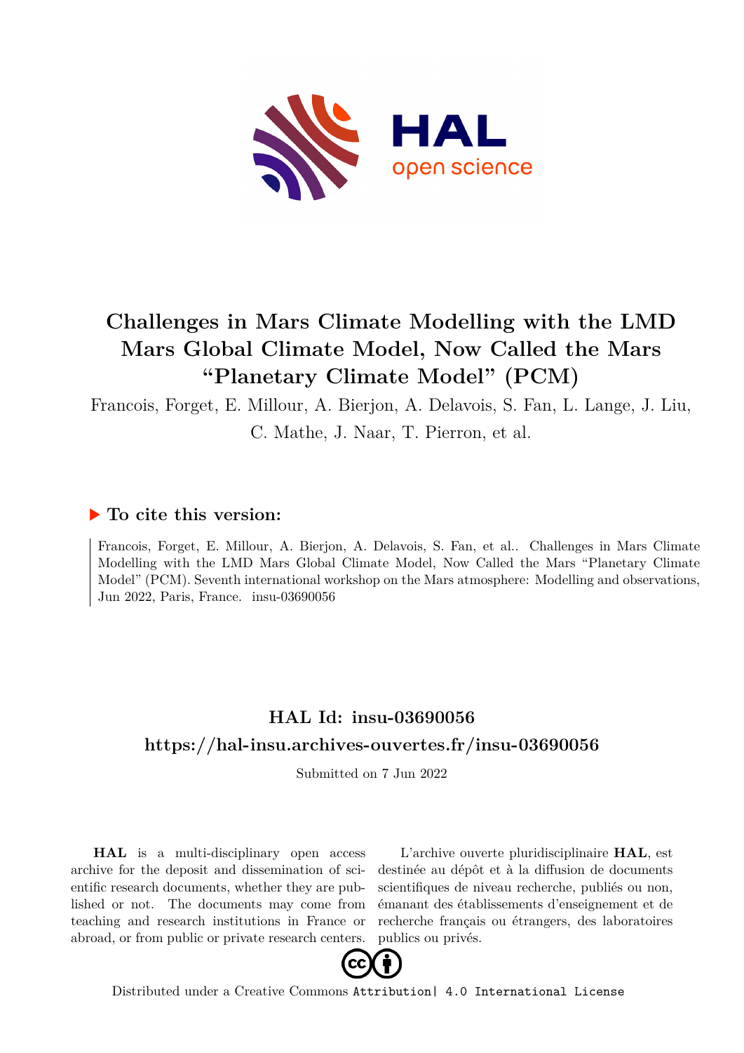# Challenges in Mars Climate Modelling with the LMD Mars Global Climate Model, Now Called the Mars "Planetary Climate Model" (PCM)

Francois, Forget, E. Millour, A. Bierjon, A. Delavois, S. Fan, L. Lange, J. Liu, C. Mathe, J. Naar, T. Pierron, et al.

## ▶ To cite this version:

Francois, Forget, E. Millour, A. Bierjon, A. Delavois, S. Fan, et al.. Challenges in Mars Climate Modelling with the LMD Mars Global Climate Model, Now Called the Mars "Planetary Climate Model" (PCM). Seventh international workshop on the Mars atmosphere: Modelling and observations, Jun 2022, Paris, France. insu-03690056

## HAL Id: insu-03690056

## https://hal-insu.archives-ouvertes.fr/insu-03690056

Submitted on 7 Jun 2022

**HAL** is a multi-disciplinary open access archive for the deposit and dissemination of scientific research documents, whether they are published or not. The documents may come from teaching and research institutions in France or abroad, or from public or private research centers.

L'archive ouverte pluridisciplinaire **HAL**, est destinée au dépôt et à la diffusion de documents scientifiques de niveau recherche, publiés ou non, émanant des établissements d'enseignement et de recherche français ou étrangers, des laboratoires publics ou privés.

Distributed under a Creative Commons Attribution| 4.0 International License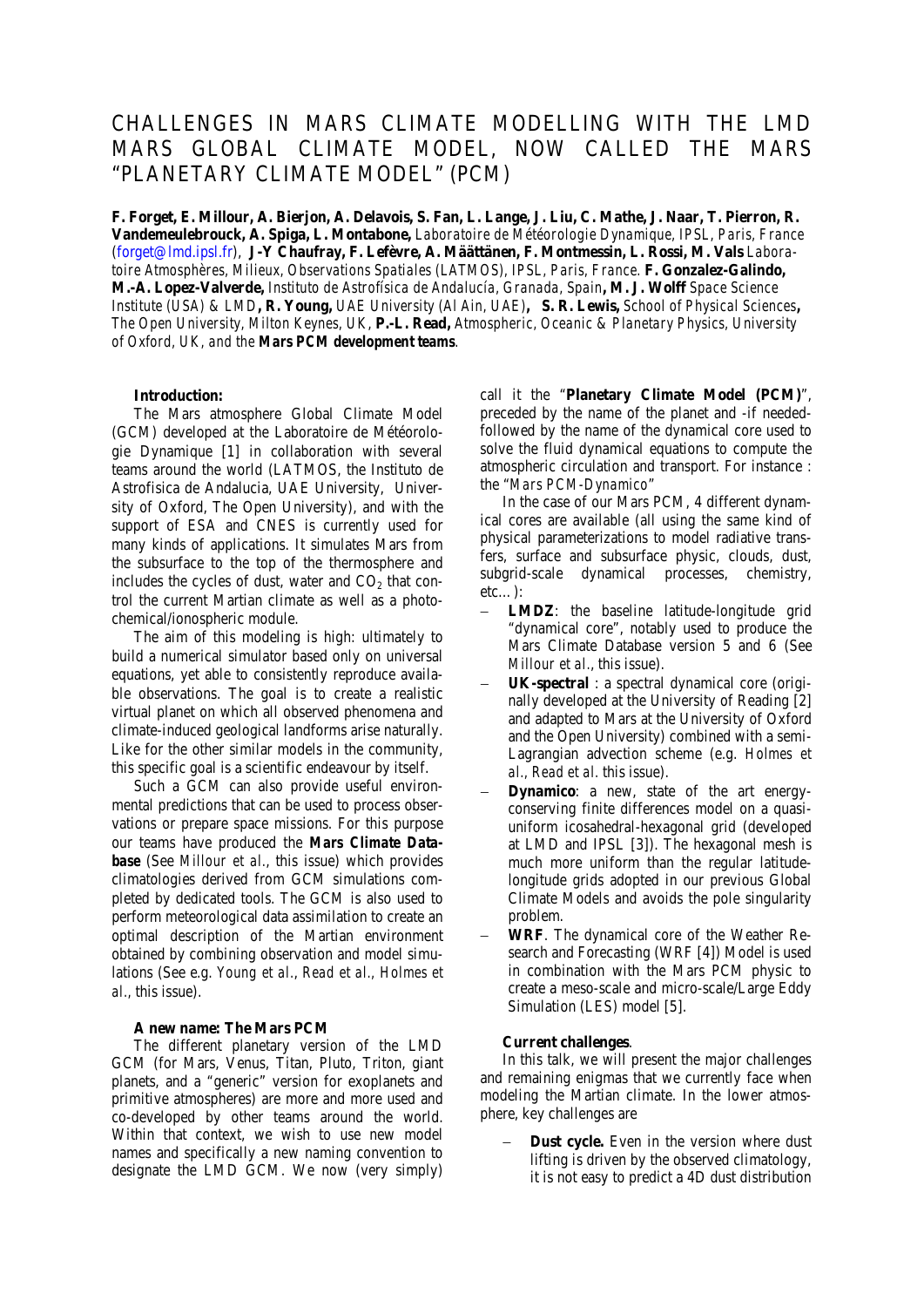# CHALLENGES IN MARS CLIMATE MODELLING WITH THE LMD MARS GLOBAL CLIMATE MODEL, NOW CALLED THE MARS "PLANETARY CLIMATE MODEL" (PCM)

**F. Forget, E. Millour, A. Bierjon, A. Delavois, S. Fan, L. Lange, J. Liu, C. Mathe, J. Naar, T. Pierron, R. Vandemeulebrouck, A. Spiga, L. Montabone,** *Laboratoire de Météorologie Dynamique, IPSL, Paris, France* (forget@lmd.ipsl.fr), **J-Y Chaufray, F. Lefèvre, A. Määttänen, F. Montmessin, L. Rossi, M. Vals** *Laboratoire Atmosphères, Milieux, Observations Spatiales (LATMOS), IPSL, Paris, France.* **F. Gonzalez-Galindo, M.-A. Lopez-Valverde,** *Instituto de Astrofísica de Andalucía, Granada, Spain*, **M. J. Wolff** *Space Science Institute (USA) & LMD*, **R. Young,** *UAE University (Al Ain, UAE)*, **S. R. Lewis,** *School of Physical Sciences*, *The Open University, Milton Keynes, UK*, **P.-L. Read,** *Atmospheric, Oceanic & Planetary Physics, University of Oxford, UK, and the* ***Mars PCM development teams***.

**Introduction:**

The Mars atmosphere Global Climate Model (GCM) developed at the Laboratoire de Météorologie Dynamique [1] in collaboration with several teams around the world (LATMOS, the Instituto de Astrofisica de Andalucia, UAE University, University of Oxford, The Open University), and with the support of ESA and CNES is currently used for many kinds of applications. It simulates Mars from the subsurface to the top of the thermosphere and includes the cycles of dust, water and $CO_2$ that control the current Martian climate as well as a photochemical/ionospheric module.

The aim of this modeling is high: ultimately to build a numerical simulator based only on universal equations, yet able to consistently reproduce available observations. The goal is to create a realistic virtual planet on which all observed phenomena and climate-induced geological landforms arise naturally. Like for the other similar models in the community, this specific goal is a scientific endeavour by itself.

Such a GCM can also provide useful environmental predictions that can be used to process observations or prepare space missions. For this purpose our teams have produced the **Mars Climate Database** (See *Millour et al.*, this issue) which provides climatologies derived from GCM simulations completed by dedicated tools. The GCM is also used to perform meteorological data assimilation to create an optimal description of the Martian environment obtained by combining observation and model simulations (See e.g. *Young et al.*, *Read et al.*, *Holmes et al.*, this issue).

**A new name: The Mars PCM**

The different planetary version of the LMD GCM (for Mars, Venus, Titan, Pluto, Triton, giant planets, and a "generic" version for exoplanets and primitive atmospheres) are more and more used and co-developed by other teams around the world. Within that context, we wish to use new model names and specifically a new naming convention to designate the LMD GCM. We now (very simply) call it the "**Planetary Climate Model (PCM)**", preceded by the name of the planet and -if needed- followed by the name of the dynamical core used to solve the fluid dynamical equations to compute the atmospheric circulation and transport. For instance : the "*Mars PCM-Dynamico*"

In the case of our Mars PCM, 4 different dynamical cores are available (all using the same kind of physical parameterizations to model radiative transfers, surface and subsurface physic, clouds, dust, subgrid-scale dynamical processes, chemistry, etc…):

- **LMDZ**: the baseline latitude-longitude grid "dynamical core", notably used to produce the Mars Climate Database version 5 and 6 (See *Millour et al.*, this issue).
- **UK-spectral** : a spectral dynamical core (originally developed at the University of Reading [2] and adapted to Mars at the University of Oxford and the Open University) combined with a semi-Lagrangian advection scheme (e.g. *Holmes et al.*, *Read et al.* this issue).
- **Dynamico**: a new, state of the art energy-conserving finite differences model on a quasi-uniform icosahedral-hexagonal grid (developed at LMD and IPSL [3]). The hexagonal mesh is much more uniform than the regular latitude-longitude grids adopted in our previous Global Climate Models and avoids the pole singularity problem.
- **WRF**. The dynamical core of the Weather Research and Forecasting (WRF [4]) Model is used in combination with the Mars PCM physic to create a meso-scale and micro-scale/Large Eddy Simulation (LES) model [5].

**Current challenges**.

In this talk, we will present the major challenges and remaining enigmas that we currently face when modeling the Martian climate. In the lower atmosphere, key challenges are

- **Dust cycle.** Even in the version where dust lifting is driven by the observed climatology, it is not easy to predict a 4D dust distribution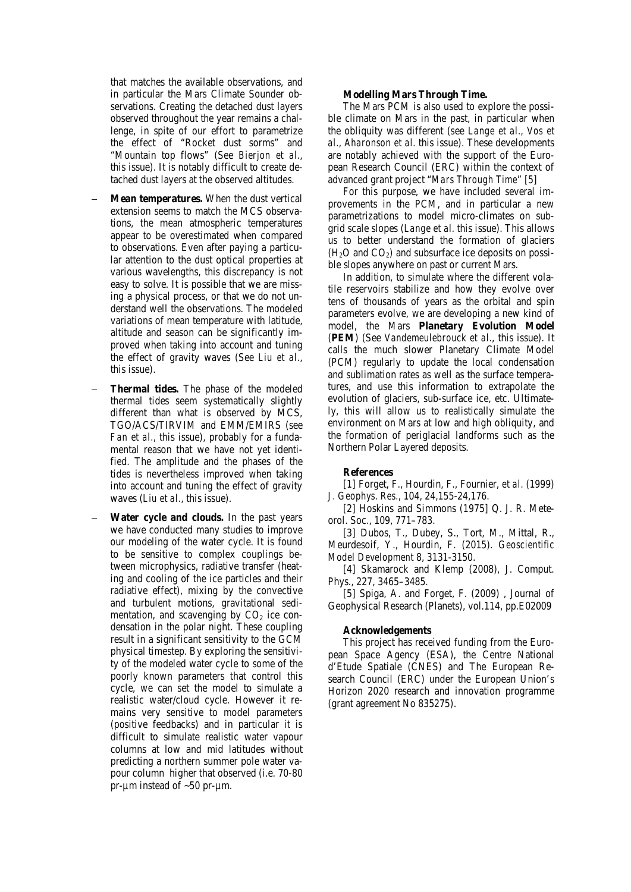that matches the available observations, and in particular the Mars Climate Sounder observations. Creating the detached dust layers observed throughout the year remains a challenge, in spite of our effort to parametrize the effect of "Rocket dust sorms" and "Mountain top flows" (See *Bierjon et al.*, this issue). It is notably difficult to create detached dust layers at the observed altitudes.

– **Mean temperatures.** When the dust vertical extension seems to match the MCS observations, the mean atmospheric temperatures appear to be overestimated when compared to observations. Even after paying a particular attention to the dust optical properties at various wavelengths, this discrepancy is not easy to solve. It is possible that we are missing a physical process, or that we do not understand well the observations. The modeled variations of mean temperature with latitude, altitude and season can be significantly improved when taking into account and tuning the effect of gravity waves (See *Liu et al.*, this issue).

– **Thermal tides.** The phase of the modeled thermal tides seem systematically slightly different than what is observed by MCS, TGO/ACS/TIRVIM and EMM/EMIRS (see *Fan et al.*, this issue), probably for a fundamental reason that we have not yet identified. The amplitude and the phases of the tides is nevertheless improved when taking into account and tuning the effect of gravity waves (*Liu et al.*, this issue).

– **Water cycle and clouds.** In the past years we have conducted many studies to improve our modeling of the water cycle. It is found to be sensitive to complex couplings between microphysics, radiative transfer (heating and cooling of the ice particles and their radiative effect), mixing by the convective and turbulent motions, gravitational sedimentation, and scavenging by $CO_2$ ice condensation in the polar night. These coupling result in a significant sensitivity to the GCM physical timestep. By exploring the sensitivity of the modeled water cycle to some of the poorly known parameters that control this cycle, we can set the model to simulate a realistic water/cloud cycle. However it remains very sensitive to model parameters (positive feedbacks) and in particular it is difficult to simulate realistic water vapour columns at low and mid latitudes without predicting a northern summer pole water vapour column higher that observed (i.e. 70-80 pr-µm instead of ~50 pr-µm.

## Modelling Mars Through Time.

The Mars PCM is also used to explore the possible climate on Mars in the past, in particular when the obliquity was different (see *Lange et al.*, *Vos et al.*, *Aharonson et al.* this issue). These developments are notably achieved with the support of the European Research Council (ERC) within the context of advanced grant project "*Mars Through Time*" [5]

For this purpose, we have included several improvements in the PCM, and in particular a new parametrizations to model micro-climates on subgrid scale slopes (*Lange et al.* this issue). This allows us to better understand the formation of glaciers ($H_2O$ and $CO_2$) and subsurface ice deposits on possible slopes anywhere on past or current Mars.

In addition, to simulate where the different volatile reservoirs stabilize and how they evolve over tens of thousands of years as the orbital and spin parameters evolve, we are developing a new kind of model, the Mars **Planetary Evolution Model** (**PEM**) (See *Vandemeulebrouck et al.*, this issue). It calls the much slower Planetary Climate Model (PCM) regularly to update the local condensation and sublimation rates as well as the surface temperatures, and use this information to extrapolate the evolution of glaciers, sub-surface ice, etc. Ultimately, this will allow us to realistically simulate the environment on Mars at low and high obliquity, and the formation of periglacial landforms such as the Northern Polar Layered deposits.

## References

[1] Forget, F., Hourdin, F., Fournier, *et al.* (1999) *J. Geophys. Res.*, 104, 24,155-24,176.

[2] Hoskins and Simmons (1975] Q. J. R. Meteorol. Soc., 109, 771–783.

[3] Dubos, T., Dubey, S., Tort, M., Mittal, R., Meurdesoif, Y., Hourdin, F. (2015). *Geoscientific Model Development* 8, 3131-3150.

[4] Skamarock and Klemp (2008), J. Comput. Phys., 227, 3465–3485.

[5] Spiga, A. and Forget, F. (2009) , Journal of Geophysical Research (Planets), vol.114, pp.E02009

## Acknowledgements

This project has received funding from the European Space Agency (ESA), the Centre National d'Etude Spatiale (CNES) and The European Research Council (ERC) under the European Union's Horizon 2020 research and innovation programme (grant agreement No 835275).